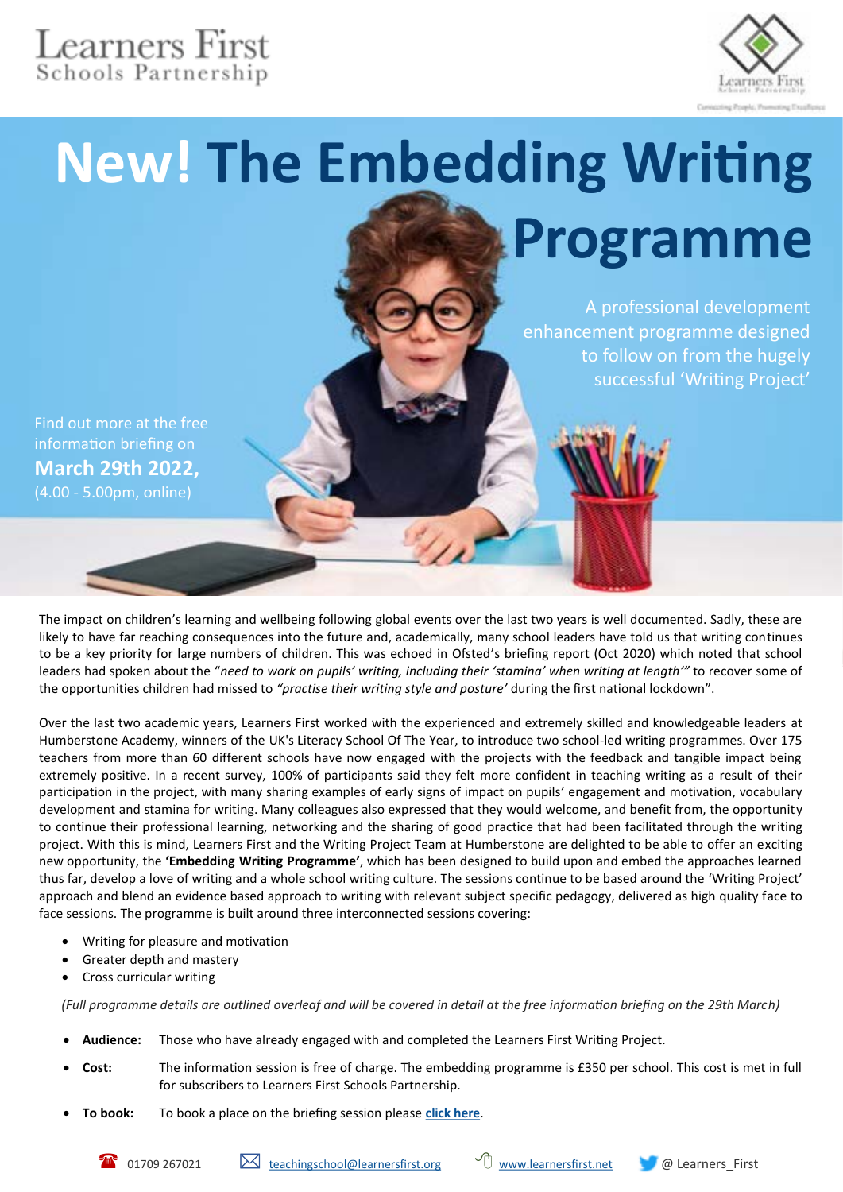Learners First
Schools Partnership

# New! The Embedding Writing Programme

A professional development enhancement programme designed to follow on from the hugely successful 'Writing Project'

Find out more at the free information briefing on **March 29th 2022,** (4.00 - 5.00pm, online)

The impact on children's learning and wellbeing following global events over the last two years is well documented. Sadly, these are likely to have far reaching consequences into the future and, academically, many school leaders have told us that writing continues to be a key priority for large numbers of children. This was echoed in Ofsted's briefing report (Oct 2020) which noted that school leaders had spoken about the "*need to work on pupils' writing, including their 'stamina' when writing at length'*" to recover some of the opportunities children had missed to *"practise their writing style and posture'* during the first national lockdown".

Over the last two academic years, Learners First worked with the experienced and extremely skilled and knowledgeable leaders at Humberstone Academy, winners of the UK's Literacy School Of The Year, to introduce two school-led writing programmes. Over 175 teachers from more than 60 different schools have now engaged with the projects with the feedback and tangible impact being extremely positive. In a recent survey, 100% of participants said they felt more confident in teaching writing as a result of their participation in the project, with many sharing examples of early signs of impact on pupils' engagement and motivation, vocabulary development and stamina for writing. Many colleagues also expressed that they would welcome, and benefit from, the opportunity to continue their professional learning, networking and the sharing of good practice that had been facilitated through the writing project. With this is mind, Learners First and the Writing Project Team at Humberstone are delighted to be able to offer an exciting new opportunity, the **'Embedding Writing Programme'**, which has been designed to build upon and embed the approaches learned thus far, develop a love of writing and a whole school writing culture. The sessions continue to be based around the 'Writing Project' approach and blend an evidence based approach to writing with relevant subject specific pedagogy, delivered as high quality face to face sessions. The programme is built around three interconnected sessions covering:

- Writing for pleasure and motivation
- Greater depth and mastery
- Cross curricular writing

*(Full programme details are outlined overleaf and will be covered in detail at the free information briefing on the 29th March)*

- **Audience:** Those who have already engaged with and completed the Learners First Writing Project.
- **Cost:** The information session is free of charge. The embedding programme is £350 per school. This cost is met in full for subscribers to Learners First Schools Partnership.
- **To book:** To book a place on the briefing session please click here.

01709 267021 | teachingschool@learnersfirst.org | www.learnersfirst.net | @ Learners_First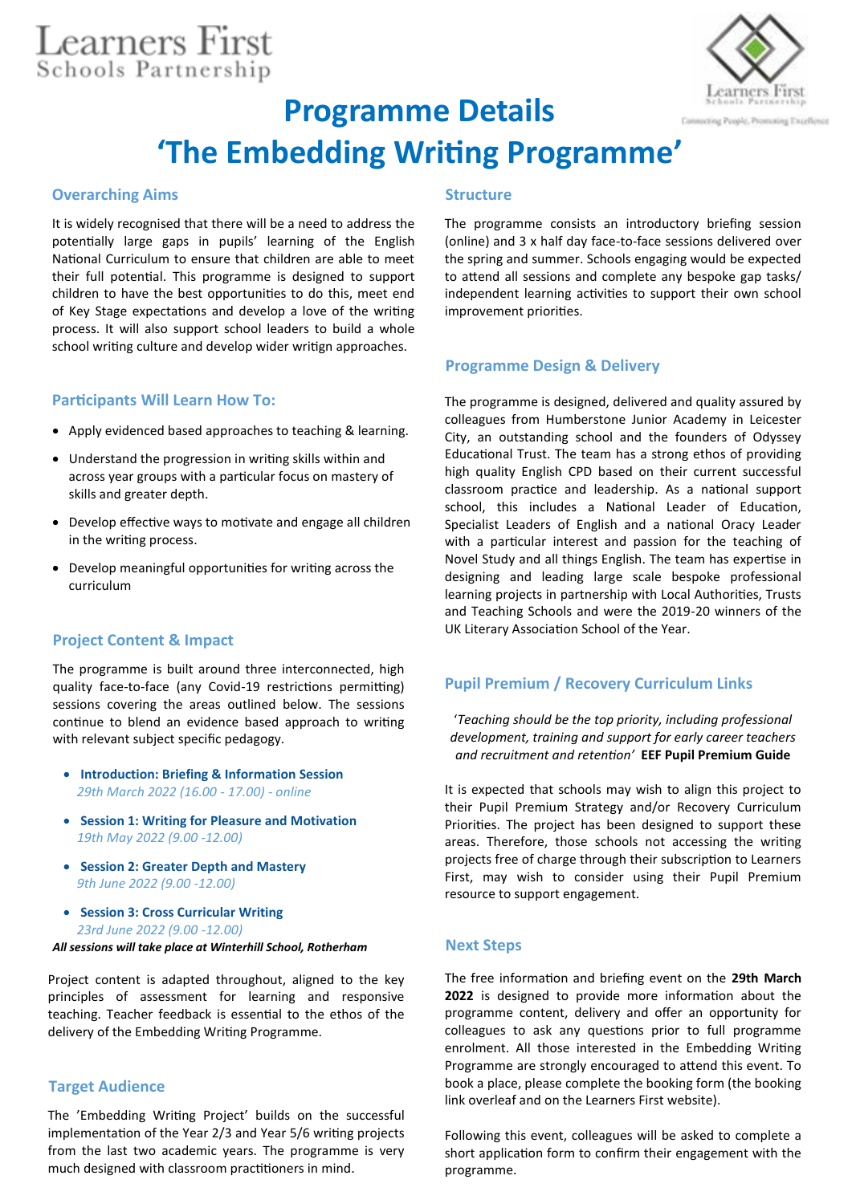# Programme Details

# 'The Embedding Writing Programme'

## Overarching Aims

It is widely recognised that there will be a need to address the potentially large gaps in pupils' learning of the English National Curriculum to ensure that children are able to meet their full potential. This programme is designed to support children to have the best opportunities to do this, meet end of Key Stage expectations and develop a love of the writing process. It will also support school leaders to build a whole school writing culture and develop wider writign approaches.

## Participants Will Learn How To:

- Apply evidenced based approaches to teaching & learning.
- Understand the progression in writing skills within and across year groups with a particular focus on mastery of skills and greater depth.
- Develop effective ways to motivate and engage all children in the writing process.
- Develop meaningful opportunities for writing across the curriculum

## Project Content & Impact

The programme is built around three interconnected, high quality face-to-face (any Covid-19 restrictions permitting) sessions covering the areas outlined below. The sessions continue to blend an evidence based approach to writing with relevant subject specific pedagogy.

- **Introduction: Briefing & Information Session**
  *29th March 2022 (16.00 - 17.00) - online*
- **Session 1: Writing for Pleasure and Motivation**
  *19th May 2022 (9.00 -12.00)*
- **Session 2: Greater Depth and Mastery**
  *9th June 2022 (9.00 -12.00)*
- **Session 3: Cross Curricular Writing**
  *23rd June 2022 (9.00 -12.00)*

***All sessions will take place at Winterhill School, Rotherham***

Project content is adapted throughout, aligned to the key principles of assessment for learning and responsive teaching. Teacher feedback is essential to the ethos of the delivery of the Embedding Writing Programme.

## Target Audience

The 'Embedding Writing Project' builds on the successful implementation of the Year 2/3 and Year 5/6 writing projects from the last two academic years. The programme is very much designed with classroom practitioners in mind.

## Structure

The programme consists an introductory briefing session (online) and 3 x half day face-to-face sessions delivered over the spring and summer. Schools engaging would be expected to attend all sessions and complete any bespoke gap tasks/ independent learning activities to support their own school improvement priorities.

## Programme Design & Delivery

The programme is designed, delivered and quality assured by colleagues from Humberstone Junior Academy in Leicester City, an outstanding school and the founders of Odyssey Educational Trust. The team has a strong ethos of providing high quality English CPD based on their current successful classroom practice and leadership. As a national support school, this includes a National Leader of Education, Specialist Leaders of English and a national Oracy Leader with a particular interest and passion for the teaching of Novel Study and all things English. The team has expertise in designing and leading large scale bespoke professional learning projects in partnership with Local Authorities, Trusts and Teaching Schools and were the 2019-20 winners of the UK Literary Association School of the Year.

## Pupil Premium / Recovery Curriculum Links

*'Teaching should be the top priority, including professional development, training and support for early career teachers and recruitment and retention'* **EEF Pupil Premium Guide**

It is expected that schools may wish to align this project to their Pupil Premium Strategy and/or Recovery Curriculum Priorities. The project has been designed to support these areas. Therefore, those schools not accessing the writing projects free of charge through their subscription to Learners First, may wish to consider using their Pupil Premium resource to support engagement.

## Next Steps

The free information and briefing event on the **29th March 2022** is designed to provide more information about the programme content, delivery and offer an opportunity for colleagues to ask any questions prior to full programme enrolment. All those interested in the Embedding Writing Programme are strongly encouraged to attend this event. To book a place, please complete the booking form (the booking link overleaf and on the Learners First website).

Following this event, colleagues will be asked to complete a short application form to confirm their engagement with the programme.